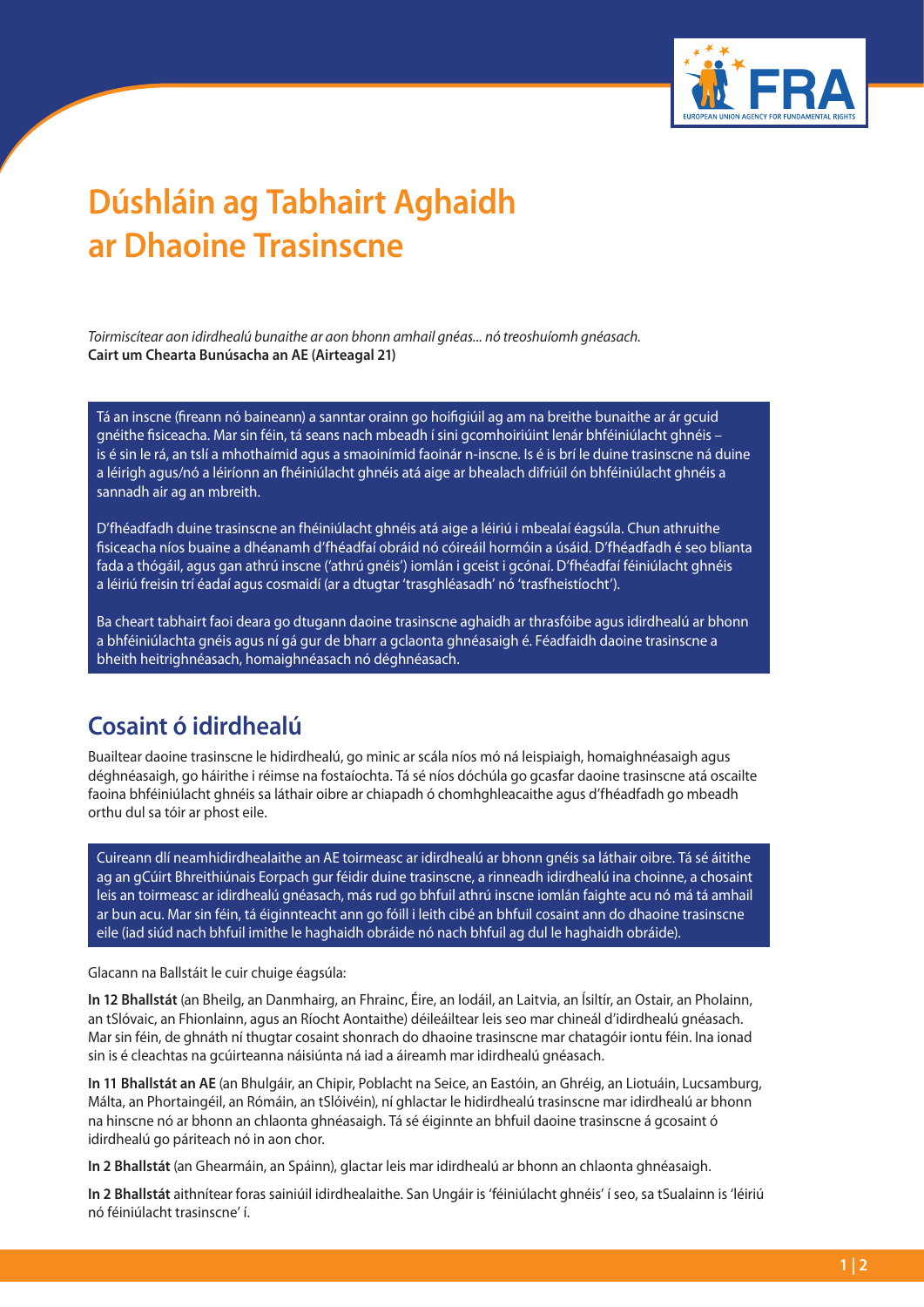# Dúshláin ag Tabhairt Aghaidh ar Dhaoine Trasinscne

*Toirmiscítear aon idirdhealú bunaithe ar aon bhonn amhail gnéas... nó treoshuíomh gnéasach.*
**Cairt um Chearta Bunúsacha an AE (Airteagal 21)**

Tá an inscne (fireann nó baineann) a sanntar orainn go hoifigiúil ag am na breithe bunaithe ar ár gcuid gnéithe fisiceacha. Mar sin féin, tá seans nach mbeadh í sini gcomhoiriúint lenár bhféiniúlacht ghnéis – is é sin le rá, an tslí a mhothaímid agus a smaoinímid faoinár n-inscne. Is é is brí le duine trasinscne ná duine a léirigh agus/nó a léiríonn an fhéiniúlacht ghnéis atá aige ar bhealach difriúil ón bhféiniúlacht ghnéis a sannadh air ag an mbreith.

D'fhéadfadh duine trasinscne an fhéiniúlacht ghnéis atá aige a léiriú i mbealaí éagsúla. Chun athruithe fisiceacha níos buaine a dhéanamh d'fhéadfaí obráid nó cóireáil hormóin a úsáid. D'fhéadfadh é seo blianta fada a thógáil, agus gan athrú inscne ('athrú gnéis') iomlán i gceist i gcónaí. D'fhéadfaí féiniúlacht ghnéis a léiriú freisin trí éadaí agus cosmaidí (ar a dtugtar 'trasghléasadh' nó 'trasfheistíocht').

Ba cheart tabhairt faoi deara go dtugann daoine trasinscne aghaidh ar thrasfóibe agus idirdhealú ar bhonn a bhféiniúlachta gnéis agus ní gá gur de bharr a gclaonta ghnéasaigh é. Féadfaidh daoine trasinscne a bheith heitrighnéasach, homaighnéasach nó déghnéasach.

## Cosaint ó idirdhealú

Buailtear daoine trasinscne le hidirdhealú, go minic ar scála níos mó ná leispiaigh, homaighnéasaigh agus déghnéasaigh, go háirithe i réimse na fostaíochta. Tá sé níos dóchúla go gcasfar daoine trasinscne atá oscailte faoina bhféiniúlacht ghnéis sa láthair oibre ar chiapadh ó chomhghleacaithe agus d'fhéadfadh go mbeadh orthu dul sa tóir ar phost eile.

Cuireann dlí neamhidirdhealaithe an AE toirmeasc ar idirdhealú ar bhonn gnéis sa láthair oibre. Tá sé áitithe ag an gCúirt Bhreithiúnais Eorpach gur féidir duine trasinscne, a rinneadh idirdhealú ina choinne, a chosaint leis an toirmeasc ar idirdhealú gnéasach, más rud go bhfuil athrú inscne iomlán faighte acu nó má tá amhail ar bun acu. Mar sin féin, tá éiginnteacht ann go fóill i leith cibé an bhfuil cosaint ann do dhaoine trasinscne eile (iad siúd nach bhfuil imithe le haghaidh obráide nó nach bhfuil ag dul le haghaidh obráide).

Glacann na Ballstáit le cuir chuige éagsúla:

**In 12 Bhallstát** (an Bheilg, an Danmhairg, an Fhrainc, Éire, an Iodáil, an Laitvia, an Ísiltír, an Ostair, an Pholainn, an tSlóvaic, an Fhionlainn, agus an Ríocht Aontaithe) déileáiltear leis seo mar chineál d'idirdhealú gnéasach. Mar sin féin, de ghnáth ní thugtar cosaint shonrach do dhaoine trasinscne mar chatagóir iontu féin. Ina ionad sin is é cleachtas na gcúirteanna náisiúnta ná iad a áireamh mar idirdhealú gnéasach.

**In 11 Bhallstát an AE** (an Bhulgáir, an Chipir, Poblacht na Seice, an Eastóin, an Ghréig, an Liotuáin, Lucsamburg, Málta, an Phortaingéil, an Rómáin, an tSlóivéin), ní ghlactar le hidirdhealú trasinscne mar idirdhealú ar bhonn na hinscne nó ar bhonn an chlaonta ghnéasaigh. Tá sé éiginnte an bhfuil daoine trasinscne á gcosaint ó idirdhealú go páirteach nó in aon chor.

**In 2 Bhallstát** (an Ghearmáin, an Spáinn), glactar leis mar idirdhealú ar bhonn an chlaonta ghnéasaigh.

**In 2 Bhallstát** aithnítear foras sainiúil idirdhealaithe. San Ungáir is 'féiniúlacht ghnéis' í seo, sa tSualainn is 'léiriú nó féiniúlacht trasinscne' í.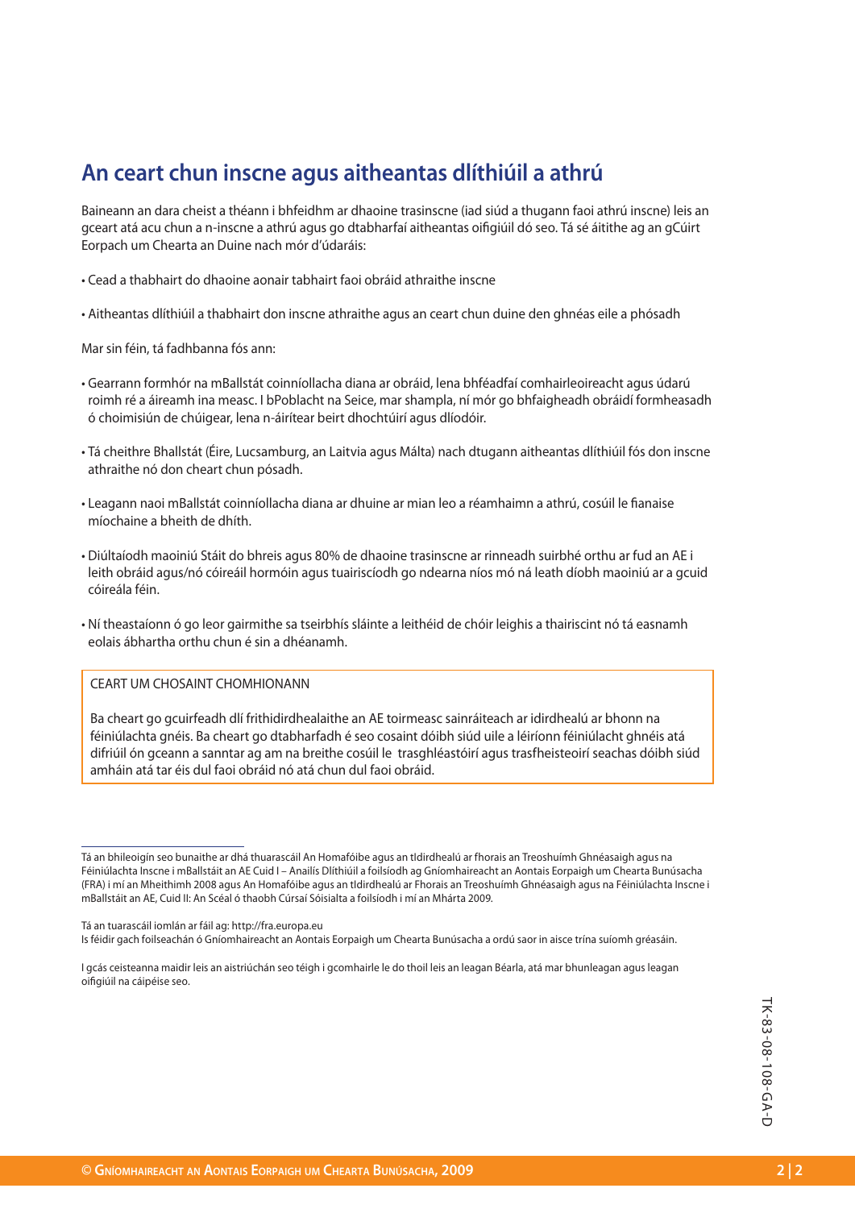## An ceart chun inscne agus aitheantas dlíthiúil a athrú

Baineann an dara cheist a théann i bhfeidhm ar dhaoine trasinscne (iad siúd a thugann faoi athrú inscne) leis an gceart atá acu chun a n-inscne a athrú agus go dtabharfaí aitheantas oifigiúil dó seo. Tá sé áitithe ag an gCúirt Eorpach um Chearta an Duine nach mór d'údaráis:

- Cead a thabhairt do dhaoine aonair tabhairt faoi obráid athraithe inscne
- Aitheantas dlíthiúil a thabhairt don inscne athraithe agus an ceart chun duine den ghnéas eile a phósadh

Mar sin féin, tá fadhbanna fós ann:

- Gearrann formhór na mBallstát coinníollacha diana ar obráid, lena bhféadfaí comhairleoireacht agus údarú roimh ré a áireamh ina measc. I bPoblacht na Seice, mar shampla, ní mór go bhfaigheadh obráidí formheasadh ó choimisiún de chúigear, lena n-áirítear beirt dhochtúirí agus dlíodóir.
- Tá cheithre Bhallstát (Éire, Lucsamburg, an Laitvia agus Málta) nach dtugann aitheantas dlíthiúil fós don inscne athraithe nó don cheart chun pósadh.
- Leagann naoi mBallstát coinníollacha diana ar dhuine ar mian leo a réamhainm a athrú, cosúil le fianaise míochaine a bheith de dhíth.
- Diúltaíodh maoiniú Stáit do bhreis agus 80% de dhaoine trasinscne ar rinneadh suirbhé orthu ar fud an AE i leith obráid agus/nó cóireáil hormóin agus tuairiscíodh go ndearna níos mó ná leath díobh maoiniú ar a gcuid cóireála féin.
- Ní theastaíonn ó go leor gairmithe sa tseirbhís sláinte a leithéid de chóir leighis a thairiscint nó tá easnamh eolais ábhartha orthu chun é sin a dhéanamh.

> CEART UM CHOSAINT CHOMHIONANN
>
> Ba cheart go gcuirfeadh dlí frithidirdhealaithe an AE toirmeasc sainráiteach ar idirdhealú ar bhonn na féiniúlachta gnéis. Ba cheart go dtabharfadh é seo cosaint dóibh siúd uile a léiríonn féiniúlacht ghnéis atá difriúil ón gceann a sanntar ag am na breithe cosúil le trasghléastóirí agus trasfheisteoirí seachas dóibh siúd amháin atá tar éis dul faoi obráid nó atá chun dul faoi obráid.

---

Tá an bhileoigín seo bunaithe ar dhá thuarascáil An Homafóibe agus an tIdirdhealú ar fhorais an Treoshuímh Ghnéasaigh agus na Féiniúlachta Inscne i mBallstáit an AE Cuid I – Anailís Dlíthiúil a foilsíodh ag Gníomhaireacht an Aontais Eorpaigh um Chearta Bunúsacha (FRA) i mí an Mheithimh 2008 agus An Homafóibe agus an tIdirdhealú ar Fhorais an Treoshuímh Ghnéasaigh agus na Féiniúlachta Inscne i mBallstáit an AE, Cuid II: An Scéal ó thaobh Cúrsaí Sóisialta a foilsíodh i mí an Mhárta 2009.

Tá an tuarascáil iomlán ar fáil ag: http://fra.europa.eu
Is féidir gach foilseachán ó Gníomhaireacht an Aontais Eorpaigh um Chearta Bunúsacha a ordú saor in aisce trína suíomh gréasáin.

I gcás ceisteanna maidir leis an aistriúchán seo téigh i gcomhairle le do thoil leis an leagan Béarla, atá mar bhunleagan agus leagan oifigiúil na cáipéise seo.

TK-83-08-108-GA-D

© Gníomhaireacht an Aontais Eorpaigh um Chearta Bunúsacha, 2009